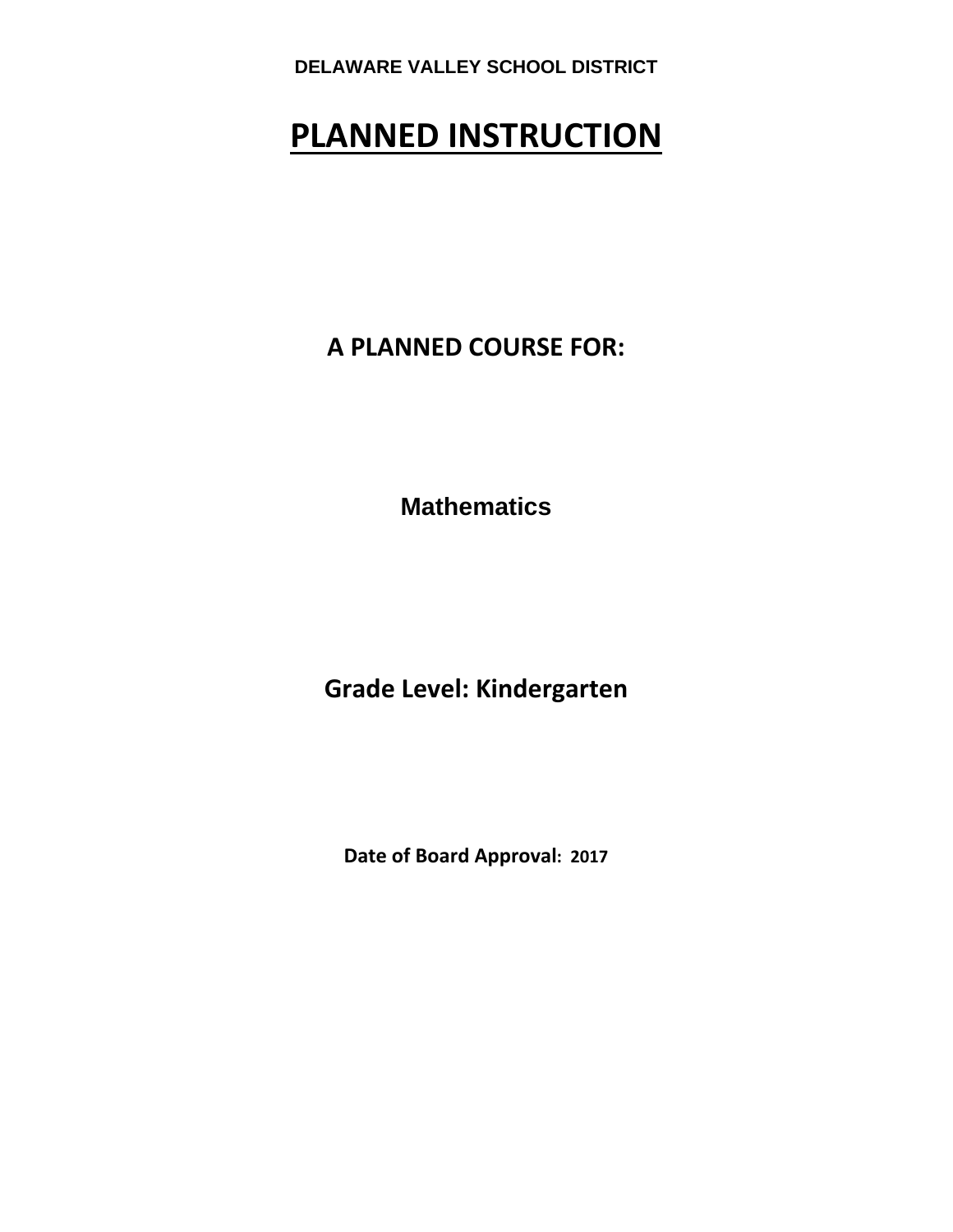**DELAWARE VALLEY SCHOOL DISTRICT**

# PLANNED INSTRUCTION

## A PLANNED COURSE FOR:

## Mathematics

## Grade Level: Kindergarten

**Date of Board Approval: 2017**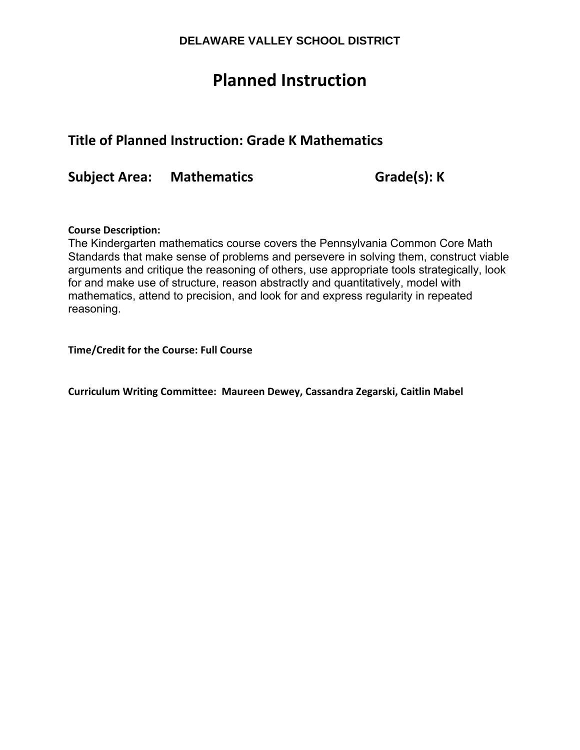**DELAWARE VALLEY SCHOOL DISTRICT**

# Planned Instruction

## Title of Planned Instruction: Grade K Mathematics

## Subject Area: Mathematics Grade(s): K

**Course Description:**

The Kindergarten mathematics course covers the Pennsylvania Common Core Math Standards that make sense of problems and persevere in solving them, construct viable arguments and critique the reasoning of others, use appropriate tools strategically, look for and make use of structure, reason abstractly and quantitatively, model with mathematics, attend to precision, and look for and express regularity in repeated reasoning.

**Time/Credit for the Course: Full Course**

**Curriculum Writing Committee: Maureen Dewey, Cassandra Zegarski, Caitlin Mabel**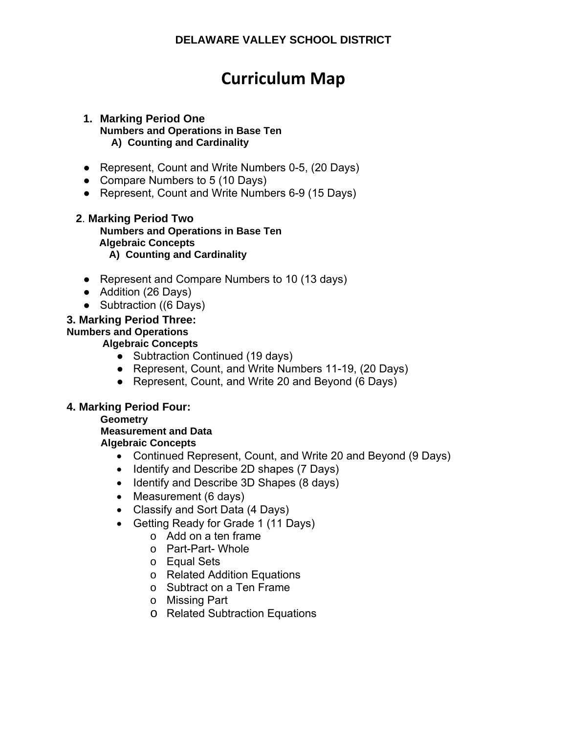**DELAWARE VALLEY SCHOOL DISTRICT**

# Curriculum Map

1. **Marking Period One**
   **Numbers and Operations in Base Ten**
   **A) Counting and Cardinality**

- Represent, Count and Write Numbers 0-5, (20 Days)
- Compare Numbers to 5 (10 Days)
- Represent, Count and Write Numbers 6-9 (15 Days)

2. **Marking Period Two**
   **Numbers and Operations in Base Ten**
   **Algebraic Concepts**
   **A) Counting and Cardinality**

- Represent and Compare Numbers to 10 (13 days)
- Addition (26 Days)
- Subtraction ((6 Days)

**3. Marking Period Three:**
**Numbers and Operations**
**Algebraic Concepts**

- Subtraction Continued (19 days)
- Represent, Count, and Write Numbers 11-19, (20 Days)
- Represent, Count, and Write 20 and Beyond (6 Days)

**4. Marking Period Four:**
**Geometry**
**Measurement and Data**
**Algebraic Concepts**

- Continued Represent, Count, and Write 20 and Beyond (9 Days)
- Identify and Describe 2D shapes (7 Days)
- Identify and Describe 3D Shapes (8 days)
- Measurement (6 days)
- Classify and Sort Data (4 Days)
- Getting Ready for Grade 1 (11 Days)
  - Add on a ten frame
  - Part-Part- Whole
  - Equal Sets
  - Related Addition Equations
  - Subtract on a Ten Frame
  - Missing Part
  - Related Subtraction Equations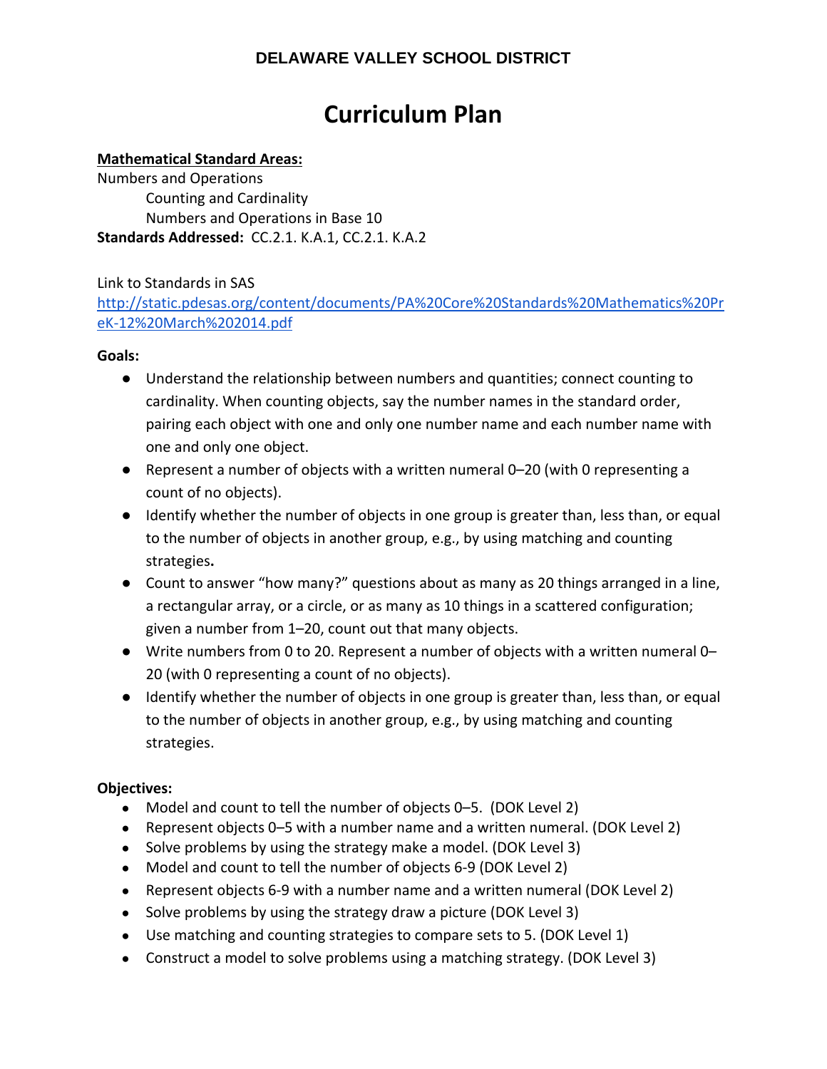**DELAWARE VALLEY SCHOOL DISTRICT**

# Curriculum Plan

**Mathematical Standard Areas:**
Numbers and Operations
Counting and Cardinality
Numbers and Operations in Base 10
**Standards Addressed:** CC.2.1. K.A.1, CC.2.1. K.A.2

Link to Standards in SAS
http://static.pdesas.org/content/documents/PA%20Core%20Standards%20Mathematics%20PreK-12%20March%202014.pdf

**Goals:**

- Understand the relationship between numbers and quantities; connect counting to cardinality. When counting objects, say the number names in the standard order, pairing each object with one and only one number name and each number name with one and only one object.
- Represent a number of objects with a written numeral 0–20 (with 0 representing a count of no objects).
- Identify whether the number of objects in one group is greater than, less than, or equal to the number of objects in another group, e.g., by using matching and counting strategies**.**
- Count to answer "how many?" questions about as many as 20 things arranged in a line, a rectangular array, or a circle, or as many as 10 things in a scattered configuration; given a number from 1–20, count out that many objects.
- Write numbers from 0 to 20. Represent a number of objects with a written numeral 0–20 (with 0 representing a count of no objects).
- Identify whether the number of objects in one group is greater than, less than, or equal to the number of objects in another group, e.g., by using matching and counting strategies.

**Objectives:**

- Model and count to tell the number of objects 0–5. (DOK Level 2)
- Represent objects 0–5 with a number name and a written numeral. (DOK Level 2)
- Solve problems by using the strategy make a model. (DOK Level 3)
- Model and count to tell the number of objects 6-9 (DOK Level 2)
- Represent objects 6-9 with a number name and a written numeral (DOK Level 2)
- Solve problems by using the strategy draw a picture (DOK Level 3)
- Use matching and counting strategies to compare sets to 5. (DOK Level 1)
- Construct a model to solve problems using a matching strategy. (DOK Level 3)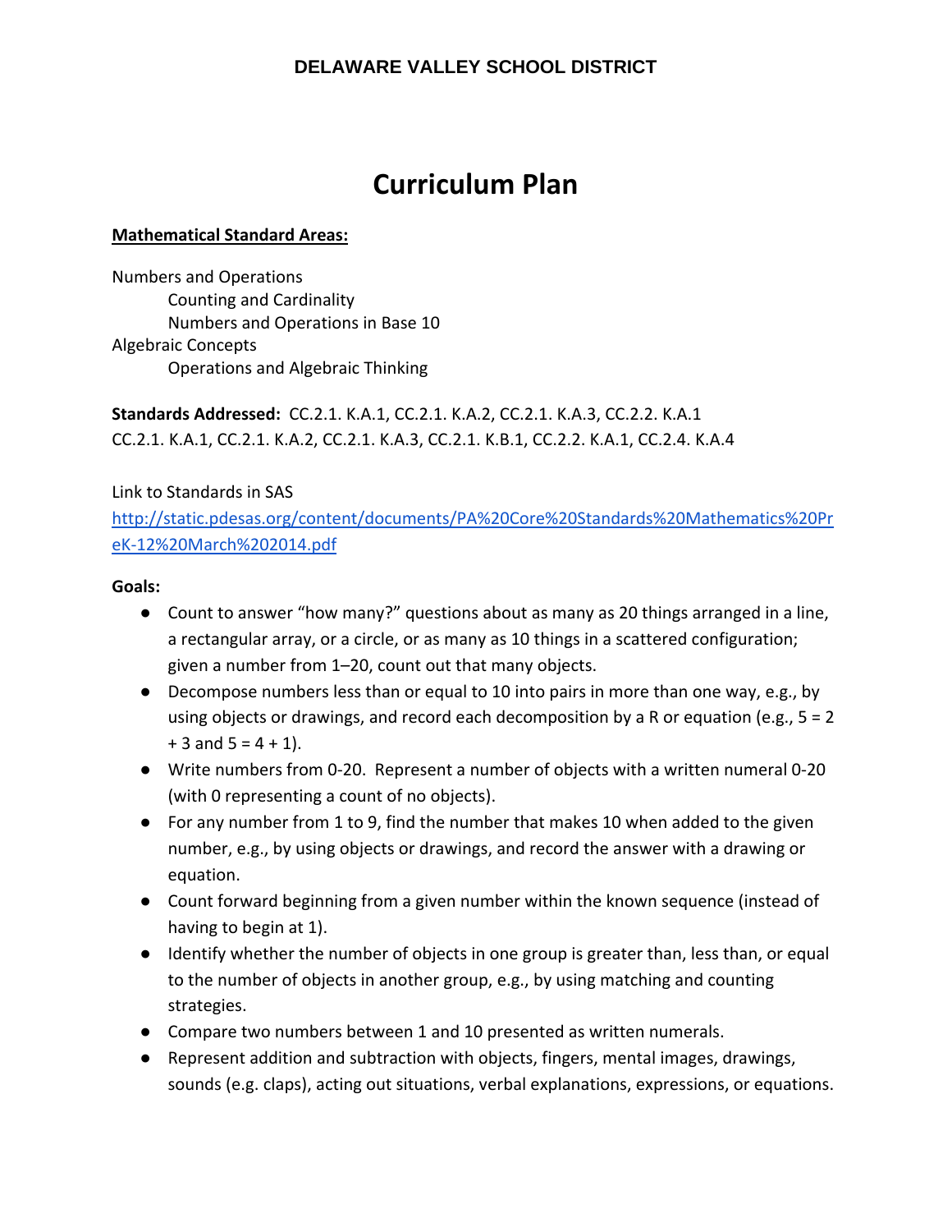**DELAWARE VALLEY SCHOOL DISTRICT**

# Curriculum Plan

**Mathematical Standard Areas:**

Numbers and Operations
- Counting and Cardinality
- Numbers and Operations in Base 10

Algebraic Concepts
- Operations and Algebraic Thinking

**Standards Addressed:** CC.2.1. K.A.1, CC.2.1. K.A.2, CC.2.1. K.A.3, CC.2.2. K.A.1
CC.2.1. K.A.1, CC.2.1. K.A.2, CC.2.1. K.A.3, CC.2.1. K.B.1, CC.2.2. K.A.1, CC.2.4. K.A.4

Link to Standards in SAS
[http://static.pdesas.org/content/documents/PA%20Core%20Standards%20Mathematics%20PreK-12%20March%202014.pdf](http://static.pdesas.org/content/documents/PA%20Core%20Standards%20Mathematics%20PreK-12%20March%202014.pdf)

**Goals:**

- Count to answer "how many?" questions about as many as 20 things arranged in a line, a rectangular array, or a circle, or as many as 10 things in a scattered configuration; given a number from 1–20, count out that many objects.
- Decompose numbers less than or equal to 10 into pairs in more than one way, e.g., by using objects or drawings, and record each decomposition by a R or equation (e.g., 5 = 2 + 3 and 5 = 4 + 1).
- Write numbers from 0-20. Represent a number of objects with a written numeral 0-20 (with 0 representing a count of no objects).
- For any number from 1 to 9, find the number that makes 10 when added to the given number, e.g., by using objects or drawings, and record the answer with a drawing or equation.
- Count forward beginning from a given number within the known sequence (instead of having to begin at 1).
- Identify whether the number of objects in one group is greater than, less than, or equal to the number of objects in another group, e.g., by using matching and counting strategies.
- Compare two numbers between 1 and 10 presented as written numerals.
- Represent addition and subtraction with objects, fingers, mental images, drawings, sounds (e.g. claps), acting out situations, verbal explanations, expressions, or equations.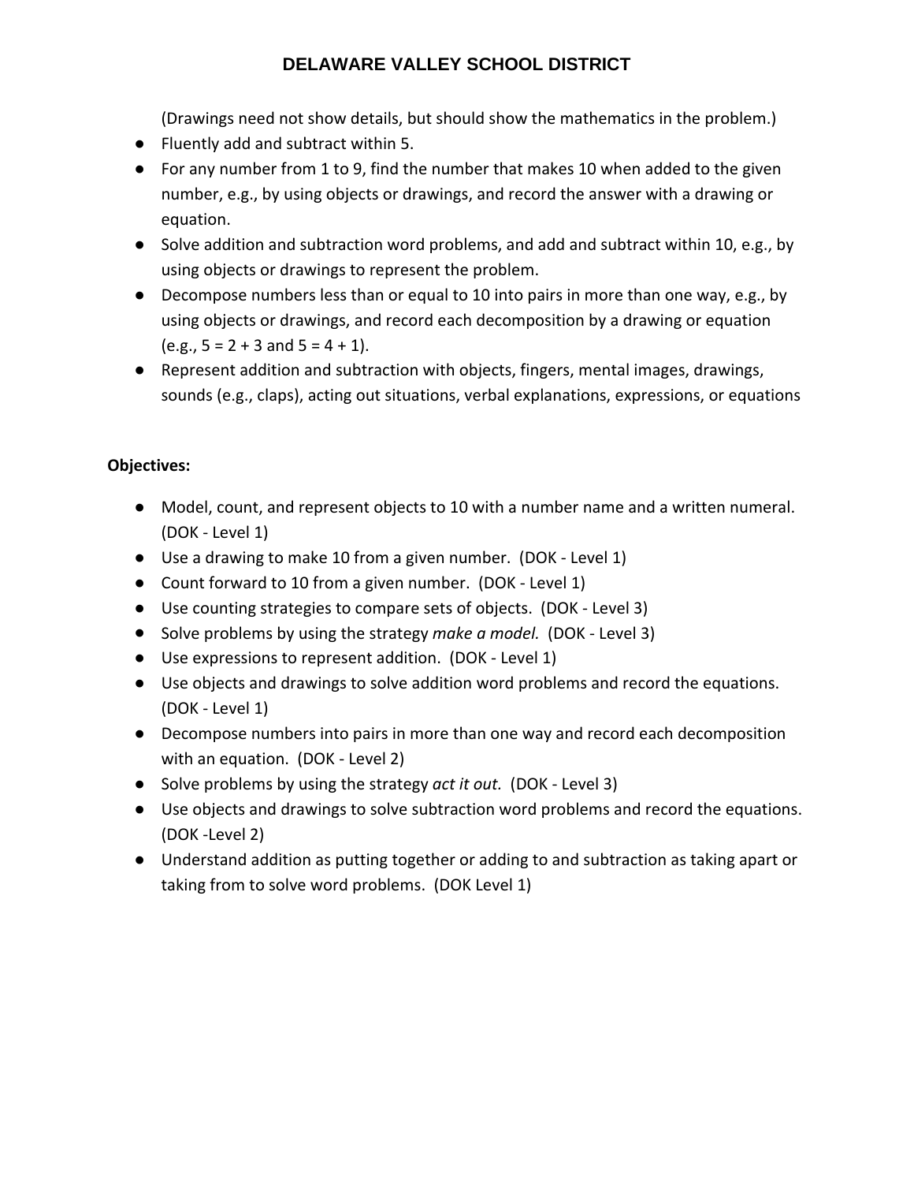(Drawings need not show details, but should show the mathematics in the problem.)

- Fluently add and subtract within 5.
- For any number from 1 to 9, find the number that makes 10 when added to the given number, e.g., by using objects or drawings, and record the answer with a drawing or equation.
- Solve addition and subtraction word problems, and add and subtract within 10, e.g., by using objects or drawings to represent the problem.
- Decompose numbers less than or equal to 10 into pairs in more than one way, e.g., by using objects or drawings, and record each decomposition by a drawing or equation (e.g., 5 = 2 + 3 and 5 = 4 + 1).
- Represent addition and subtraction with objects, fingers, mental images, drawings, sounds (e.g., claps), acting out situations, verbal explanations, expressions, or equations

**Objectives:**

- Model, count, and represent objects to 10 with a number name and a written numeral. (DOK - Level 1)
- Use a drawing to make 10 from a given number. (DOK - Level 1)
- Count forward to 10 from a given number. (DOK - Level 1)
- Use counting strategies to compare sets of objects. (DOK - Level 3)
- Solve problems by using the strategy *make a model.* (DOK - Level 3)
- Use expressions to represent addition. (DOK - Level 1)
- Use objects and drawings to solve addition word problems and record the equations. (DOK - Level 1)
- Decompose numbers into pairs in more than one way and record each decomposition with an equation. (DOK - Level 2)
- Solve problems by using the strategy *act it out.* (DOK - Level 3)
- Use objects and drawings to solve subtraction word problems and record the equations. (DOK -Level 2)
- Understand addition as putting together or adding to and subtraction as taking apart or taking from to solve word problems. (DOK Level 1)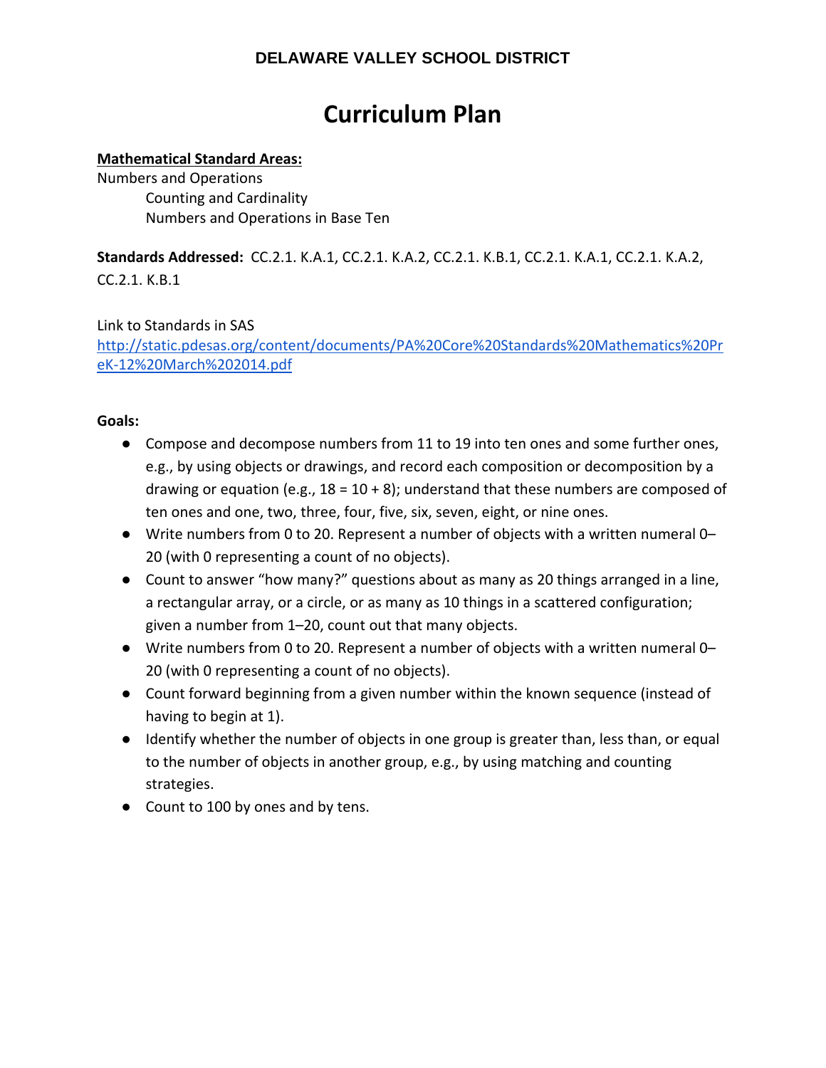**DELAWARE VALLEY SCHOOL DISTRICT**

# Curriculum Plan

**Mathematical Standard Areas:**

Numbers and Operations

Counting and Cardinality

Numbers and Operations in Base Ten

**Standards Addressed:** CC.2.1. K.A.1, CC.2.1. K.A.2, CC.2.1. K.B.1, CC.2.1. K.A.1, CC.2.1. K.A.2, CC.2.1. K.B.1

Link to Standards in SAS
[http://static.pdesas.org/content/documents/PA%20Core%20Standards%20Mathematics%20PreK-12%20March%202014.pdf](http://static.pdesas.org/content/documents/PA%20Core%20Standards%20Mathematics%20PreK-12%20March%202014.pdf)

**Goals:**

- Compose and decompose numbers from 11 to 19 into ten ones and some further ones, e.g., by using objects or drawings, and record each composition or decomposition by a drawing or equation (e.g., 18 = 10 + 8); understand that these numbers are composed of ten ones and one, two, three, four, five, six, seven, eight, or nine ones.
- Write numbers from 0 to 20. Represent a number of objects with a written numeral 0–20 (with 0 representing a count of no objects).
- Count to answer "how many?" questions about as many as 20 things arranged in a line, a rectangular array, or a circle, or as many as 10 things in a scattered configuration; given a number from 1–20, count out that many objects.
- Write numbers from 0 to 20. Represent a number of objects with a written numeral 0–20 (with 0 representing a count of no objects).
- Count forward beginning from a given number within the known sequence (instead of having to begin at 1).
- Identify whether the number of objects in one group is greater than, less than, or equal to the number of objects in another group, e.g., by using matching and counting strategies.
- Count to 100 by ones and by tens.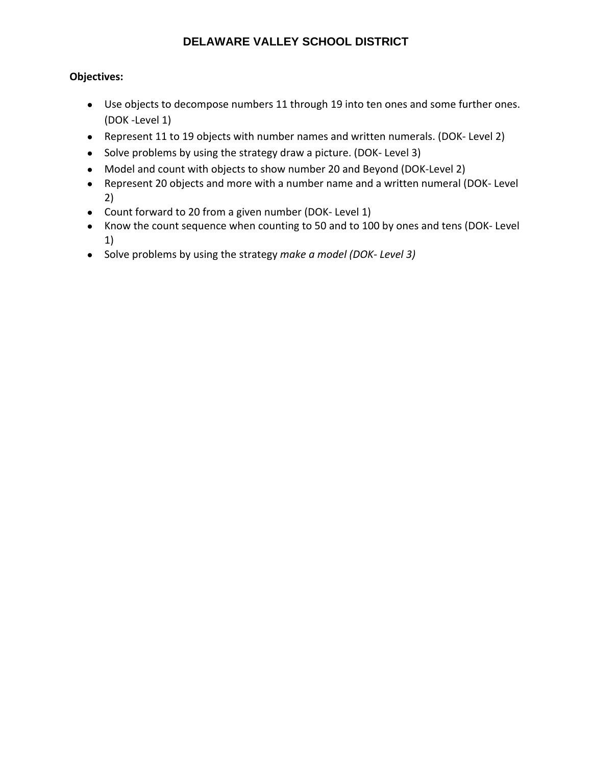**Objectives:**

- Use objects to decompose numbers 11 through 19 into ten ones and some further ones. (DOK -Level 1)
- Represent 11 to 19 objects with number names and written numerals. (DOK- Level 2)
- Solve problems by using the strategy draw a picture. (DOK- Level 3)
- Model and count with objects to show number 20 and Beyond (DOK-Level 2)
- Represent 20 objects and more with a number name and a written numeral (DOK- Level 2)
- Count forward to 20 from a given number (DOK- Level 1)
- Know the count sequence when counting to 50 and to 100 by ones and tens (DOK- Level 1)
- Solve problems by using the strategy *make a model (DOK- Level 3)*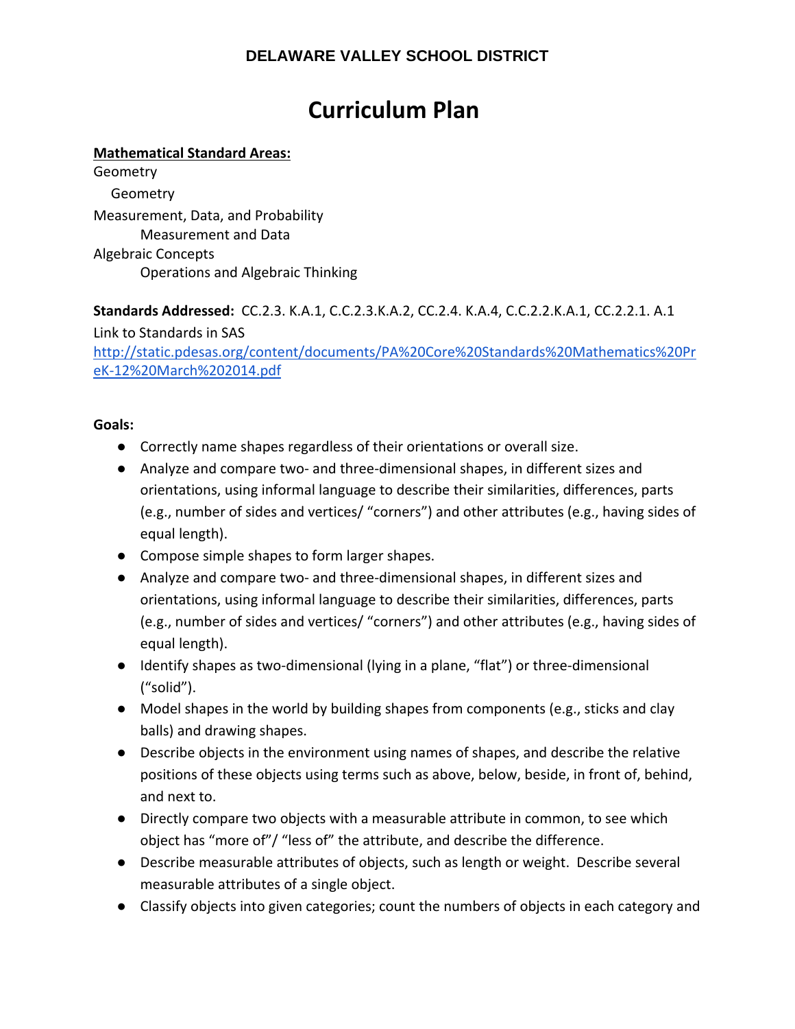**DELAWARE VALLEY SCHOOL DISTRICT**

# Curriculum Plan

**Mathematical Standard Areas:**

Geometry
  Geometry
Measurement, Data, and Probability
  Measurement and Data
Algebraic Concepts
  Operations and Algebraic Thinking

**Standards Addressed:** CC.2.3. K.A.1, C.C.2.3.K.A.2, CC.2.4. K.A.4, C.C.2.2.K.A.1, CC.2.2.1. A.1

Link to Standards in SAS

[http://static.pdesas.org/content/documents/PA%20Core%20Standards%20Mathematics%20PreK-12%20March%202014.pdf](http://static.pdesas.org/content/documents/PA%20Core%20Standards%20Mathematics%20PreK-12%20March%202014.pdf)

**Goals:**

- Correctly name shapes regardless of their orientations or overall size.
- Analyze and compare two- and three-dimensional shapes, in different sizes and orientations, using informal language to describe their similarities, differences, parts (e.g., number of sides and vertices/ "corners") and other attributes (e.g., having sides of equal length).
- Compose simple shapes to form larger shapes.
- Analyze and compare two- and three-dimensional shapes, in different sizes and orientations, using informal language to describe their similarities, differences, parts (e.g., number of sides and vertices/ "corners") and other attributes (e.g., having sides of equal length).
- Identify shapes as two-dimensional (lying in a plane, "flat") or three-dimensional ("solid").
- Model shapes in the world by building shapes from components (e.g., sticks and clay balls) and drawing shapes.
- Describe objects in the environment using names of shapes, and describe the relative positions of these objects using terms such as above, below, beside, in front of, behind, and next to.
- Directly compare two objects with a measurable attribute in common, to see which object has "more of"/ "less of" the attribute, and describe the difference.
- Describe measurable attributes of objects, such as length or weight. Describe several measurable attributes of a single object.
- Classify objects into given categories; count the numbers of objects in each category and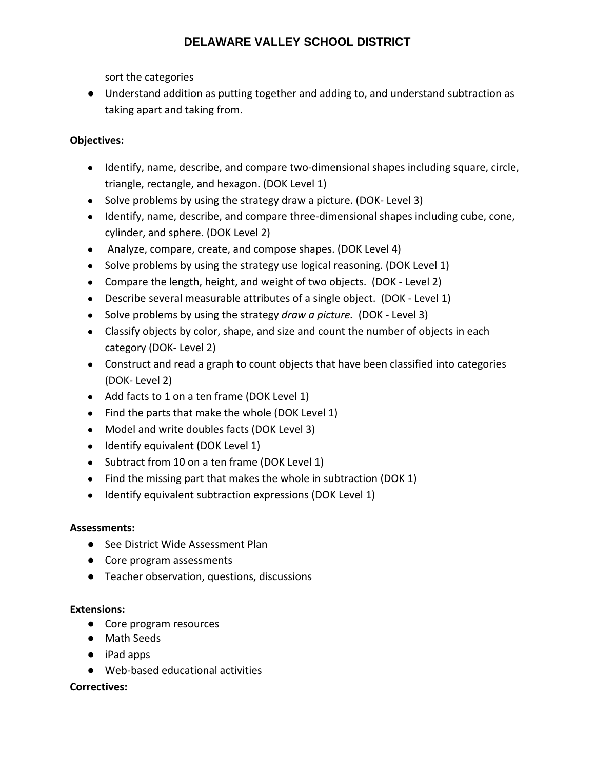sort the categories

- Understand addition as putting together and adding to, and understand subtraction as taking apart and taking from.

**Objectives:**

- Identify, name, describe, and compare two-dimensional shapes including square, circle, triangle, rectangle, and hexagon. (DOK Level 1)
- Solve problems by using the strategy draw a picture. (DOK- Level 3)
- Identify, name, describe, and compare three-dimensional shapes including cube, cone, cylinder, and sphere. (DOK Level 2)
- Analyze, compare, create, and compose shapes. (DOK Level 4)
- Solve problems by using the strategy use logical reasoning. (DOK Level 1)
- Compare the length, height, and weight of two objects. (DOK - Level 2)
- Describe several measurable attributes of a single object. (DOK - Level 1)
- Solve problems by using the strategy *draw a picture.* (DOK - Level 3)
- Classify objects by color, shape, and size and count the number of objects in each category (DOK- Level 2)
- Construct and read a graph to count objects that have been classified into categories (DOK- Level 2)
- Add facts to 1 on a ten frame (DOK Level 1)
- Find the parts that make the whole (DOK Level 1)
- Model and write doubles facts (DOK Level 3)
- Identify equivalent (DOK Level 1)
- Subtract from 10 on a ten frame (DOK Level 1)
- Find the missing part that makes the whole in subtraction (DOK 1)
- Identify equivalent subtraction expressions (DOK Level 1)

**Assessments:**

- See District Wide Assessment Plan
- Core program assessments
- Teacher observation, questions, discussions

**Extensions:**

- Core program resources
- Math Seeds
- iPad apps
- Web-based educational activities

**Correctives:**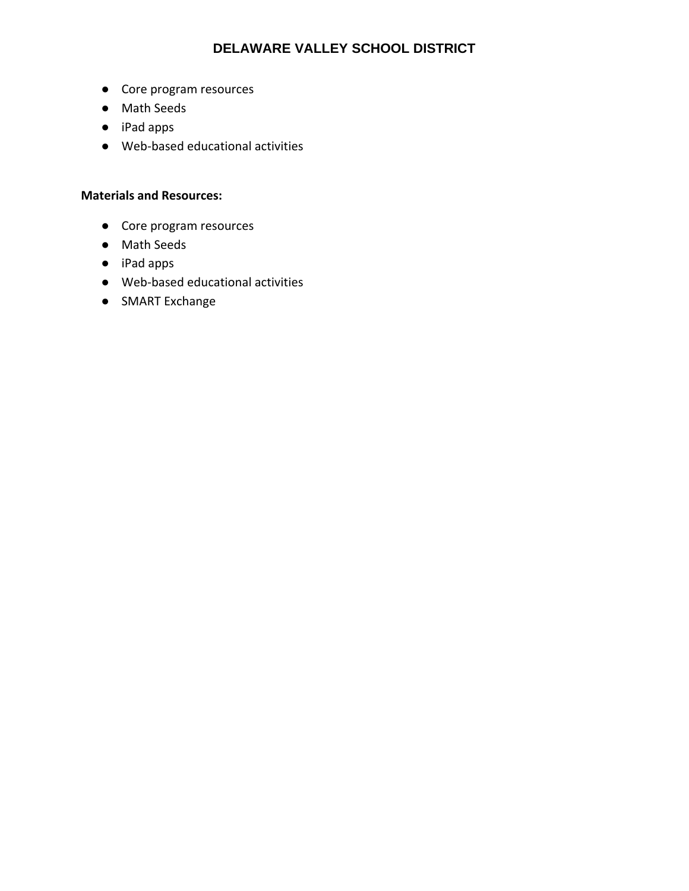- Core program resources
- Math Seeds
- iPad apps
- Web-based educational activities

**Materials and Resources:**

- Core program resources
- Math Seeds
- iPad apps
- Web-based educational activities
- SMART Exchange